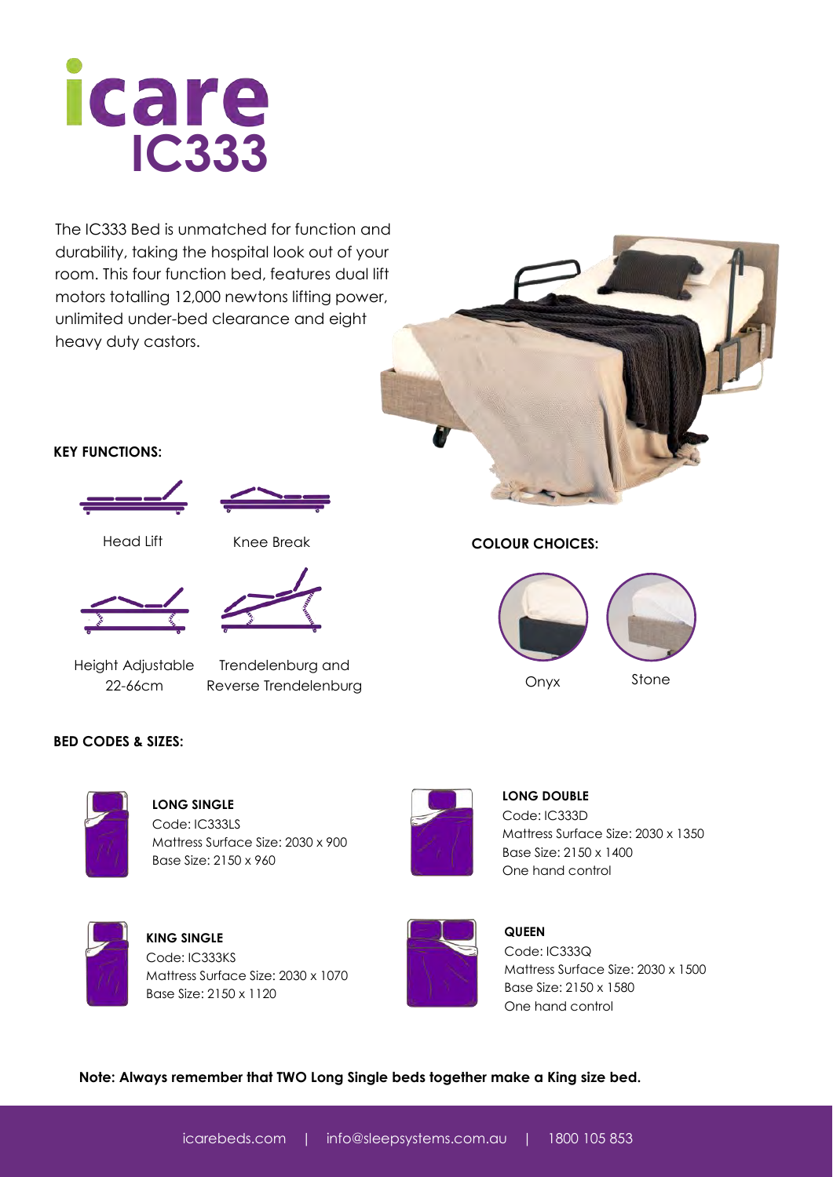# icare IC333

The IC333 Bed is unmatched for function and durability, taking the hospital look out of your room. This four function bed, features dual lift motors totalling 12,000 newtons lifting power, unlimited under-bed clearance and eight heavy duty castors.

**KEY FUNCTIONS:**

- Head Lift
- Knee Break
- Height Adjustable 22-66cm
- Trendelenburg and Reverse Trendelenburg

**COLOUR CHOICES:**

- Onyx
- Stone

**BED CODES & SIZES:**

**LONG SINGLE**
Code: IC333LS
Mattress Surface Size: 2030 x 900
Base Size: 2150 x 960

**LONG DOUBLE**
Code: IC333D
Mattress Surface Size: 2030 x 1350
Base Size: 2150 x 1400
One hand control

**KING SINGLE**
Code: IC333KS
Mattress Surface Size: 2030 x 1070
Base Size: 2150 x 1120

**QUEEN**
Code: IC333Q
Mattress Surface Size: 2030 x 1500
Base Size: 2150 x 1580
One hand control

**Note: Always remember that TWO Long Single beds together make a King size bed.**

icarebeds.com | info@sleepsystems.com.au | 1800 105 853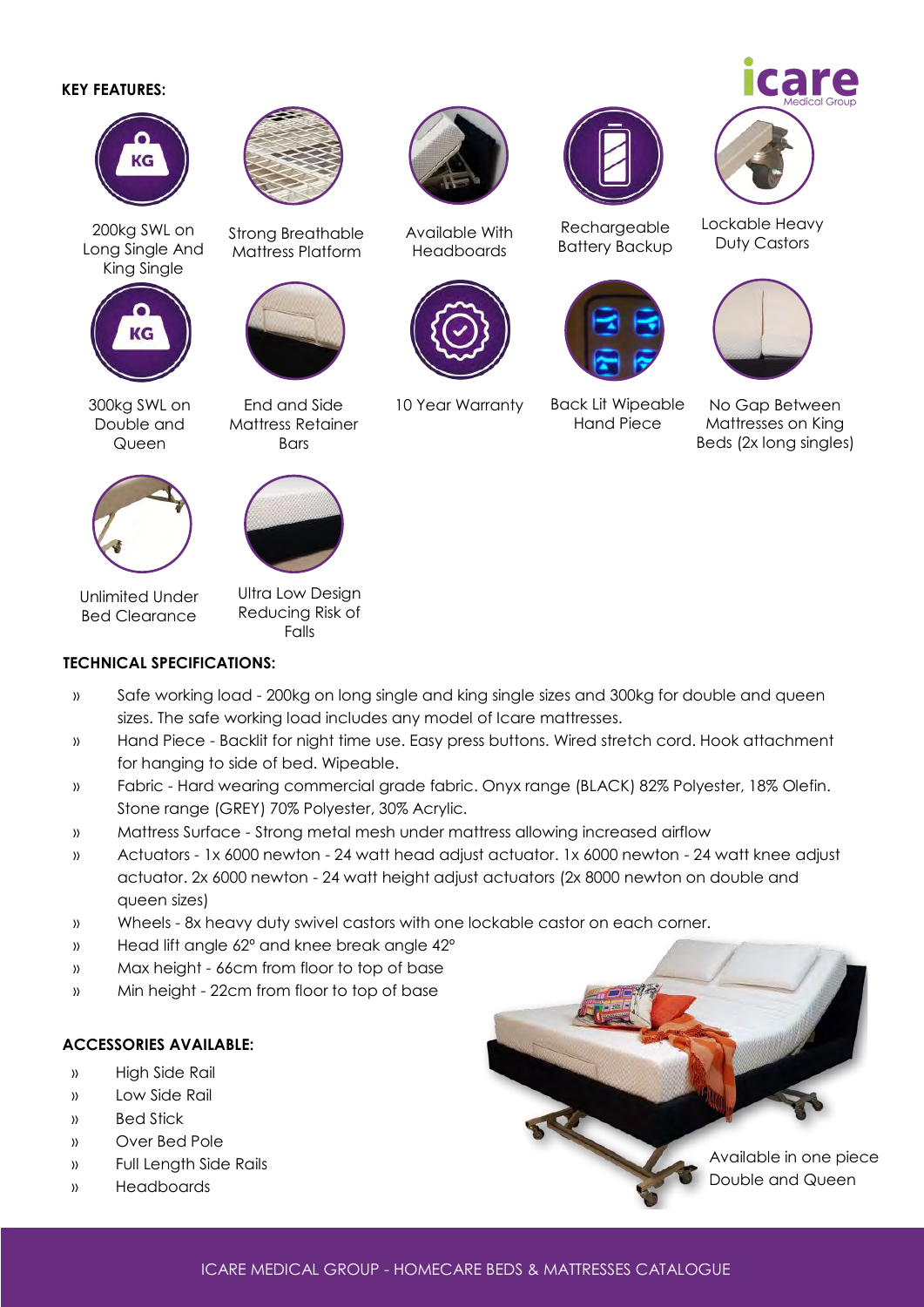**KEY FEATURES:**

200kg SWL on Long Single And King Single

Strong Breathable Mattress Platform

Available With Headboards

Rechargeable Battery Backup

Lockable Heavy Duty Castors

300kg SWL on Double and Queen

End and Side Mattress Retainer Bars

10 Year Warranty

Back Lit Wipeable Hand Piece

No Gap Between Mattresses on King Beds (2x long singles)

Unlimited Under Bed Clearance

Ultra Low Design Reducing Risk of Falls

**TECHNICAL SPECIFICATIONS:**

- Safe working load - 200kg on long single and king single sizes and 300kg for double and queen sizes. The safe working load includes any model of Icare mattresses.
- Hand Piece - Backlit for night time use. Easy press buttons. Wired stretch cord. Hook attachment for hanging to side of bed. Wipeable.
- Fabric - Hard wearing commercial grade fabric. Onyx range (BLACK) 82% Polyester, 18% Olefin. Stone range (GREY) 70% Polyester, 30% Acrylic.
- Mattress Surface - Strong metal mesh under mattress allowing increased airflow
- Actuators - 1x 6000 newton - 24 watt head adjust actuator. 1x 6000 newton - 24 watt knee adjust actuator. 2x 6000 newton - 24 watt height adjust actuators (2x 8000 newton on double and queen sizes)
- Wheels - 8x heavy duty swivel castors with one lockable castor on each corner.
- Head lift angle 62º and knee break angle 42º
- Max height - 66cm from floor to top of base
- Min height - 22cm from floor to top of base

**ACCESSORIES AVAILABLE:**

- High Side Rail
- Low Side Rail
- Bed Stick
- Over Bed Pole
- Full Length Side Rails
- Headboards

Available in one piece Double and Queen